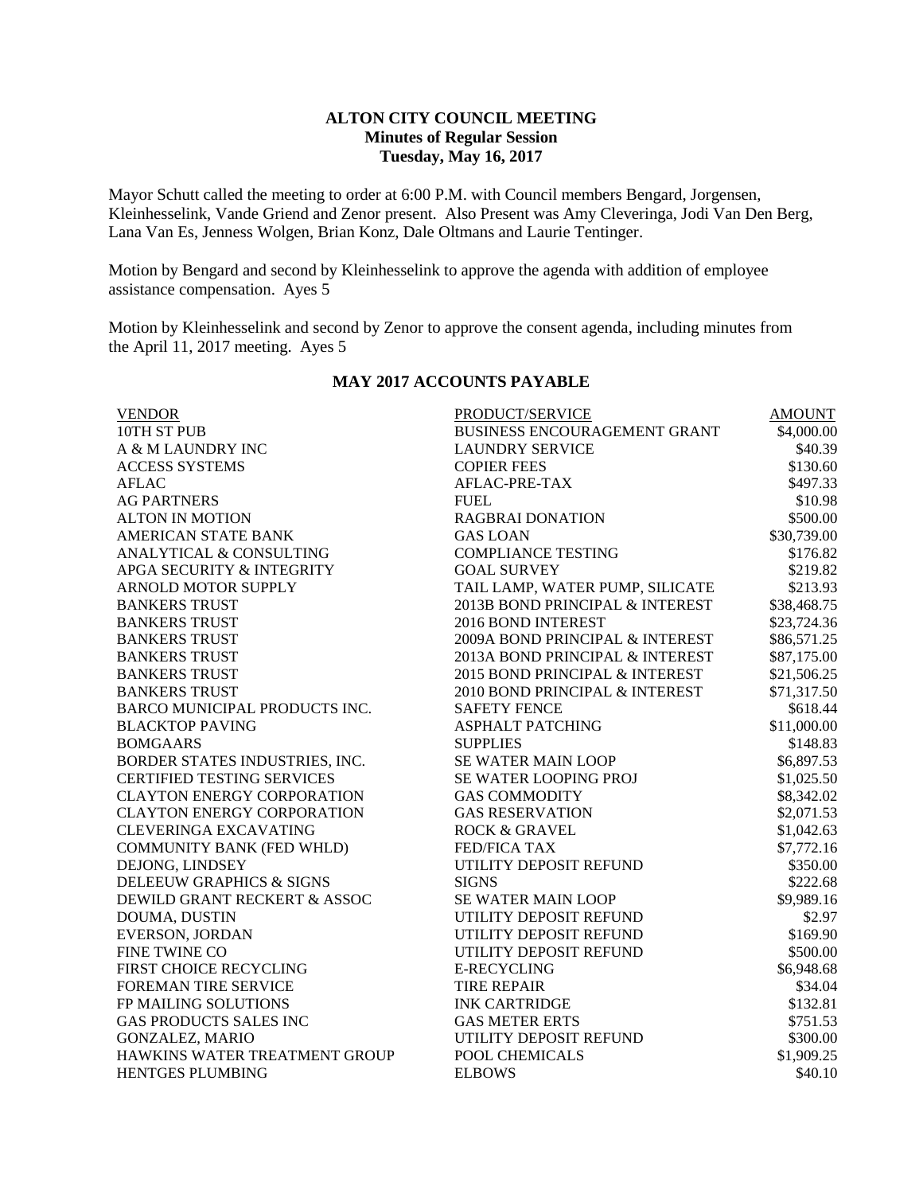# ALTON CITY COUNCIL MEETING
## Minutes of Regular Session
### Tuesday, May 16, 2017

Mayor Schutt called the meeting to order at 6:00 P.M. with Council members Bengard, Jorgensen, Kleinhesselink, Vande Griend and Zenor present. Also Present was Amy Cleveringa, Jodi Van Den Berg, Lana Van Es, Jenness Wolgen, Brian Konz, Dale Oltmans and Laurie Tentinger.

Motion by Bengard and second by Kleinhesselink to approve the agenda with addition of employee assistance compensation. Ayes 5

Motion by Kleinhesselink and second by Zenor to approve the consent agenda, including minutes from the April 11, 2017 meeting. Ayes 5

## MAY 2017 ACCOUNTS PAYABLE

| VENDOR | PRODUCT/SERVICE | AMOUNT |
|---|---|---|
| 10TH ST PUB | BUSINESS ENCOURAGEMENT GRANT | $4,000.00 |
| A & M LAUNDRY INC | LAUNDRY SERVICE | $40.39 |
| ACCESS SYSTEMS | COPIER FEES | $130.60 |
| AFLAC | AFLAC-PRE-TAX | $497.33 |
| AG PARTNERS | FUEL | $10.98 |
| ALTON IN MOTION | RAGBRAI DONATION | $500.00 |
| AMERICAN STATE BANK | GAS LOAN | $30,739.00 |
| ANALYTICAL & CONSULTING | COMPLIANCE TESTING | $176.82 |
| APGA SECURITY & INTEGRITY | GOAL SURVEY | $219.82 |
| ARNOLD MOTOR SUPPLY | TAIL LAMP, WATER PUMP, SILICATE | $213.93 |
| BANKERS TRUST | 2013B BOND PRINCIPAL & INTEREST | $38,468.75 |
| BANKERS TRUST | 2016 BOND INTEREST | $23,724.36 |
| BANKERS TRUST | 2009A BOND PRINCIPAL & INTEREST | $86,571.25 |
| BANKERS TRUST | 2013A BOND PRINCIPAL & INTEREST | $87,175.00 |
| BANKERS TRUST | 2015 BOND PRINCIPAL & INTEREST | $21,506.25 |
| BANKERS TRUST | 2010 BOND PRINCIPAL & INTEREST | $71,317.50 |
| BARCO MUNICIPAL PRODUCTS INC. | SAFETY FENCE | $618.44 |
| BLACKTOP PAVING | ASPHALT PATCHING | $11,000.00 |
| BOMGAARS | SUPPLIES | $148.83 |
| BORDER STATES INDUSTRIES, INC. | SE WATER MAIN LOOP | $6,897.53 |
| CERTIFIED TESTING SERVICES | SE WATER LOOPING PROJ | $1,025.50 |
| CLAYTON ENERGY CORPORATION | GAS COMMODITY | $8,342.02 |
| CLAYTON ENERGY CORPORATION | GAS RESERVATION | $2,071.53 |
| CLEVERINGA EXCAVATING | ROCK & GRAVEL | $1,042.63 |
| COMMUNITY BANK (FED WHLD) | FED/FICA TAX | $7,772.16 |
| DEJONG, LINDSEY | UTILITY DEPOSIT REFUND | $350.00 |
| DELEEUW GRAPHICS & SIGNS | SIGNS | $222.68 |
| DEWILD GRANT RECKERT & ASSOC | SE WATER MAIN LOOP | $9,989.16 |
| DOUMA, DUSTIN | UTILITY DEPOSIT REFUND | $2.97 |
| EVERSON, JORDAN | UTILITY DEPOSIT REFUND | $169.90 |
| FINE TWINE CO | UTILITY DEPOSIT REFUND | $500.00 |
| FIRST CHOICE RECYCLING | E-RECYCLING | $6,948.68 |
| FOREMAN TIRE SERVICE | TIRE REPAIR | $34.04 |
| FP MAILING SOLUTIONS | INK CARTRIDGE | $132.81 |
| GAS PRODUCTS SALES INC | GAS METER ERTS | $751.53 |
| GONZALEZ, MARIO | UTILITY DEPOSIT REFUND | $300.00 |
| HAWKINS WATER TREATMENT GROUP | POOL CHEMICALS | $1,909.25 |
| HENTGES PLUMBING | ELBOWS | $40.10 |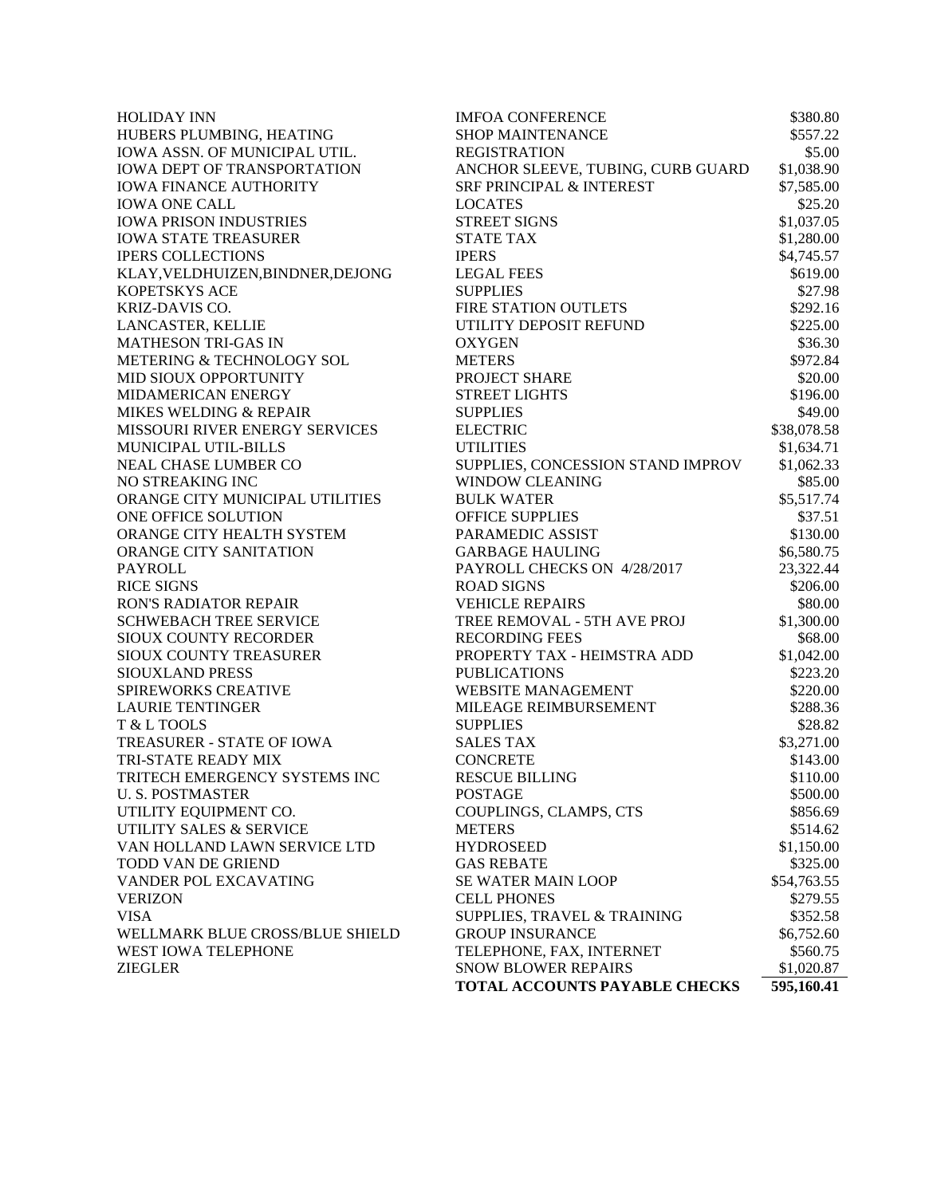| | | |
|---|---|---|
| HOLIDAY INN | IMFOA CONFERENCE | $380.80 |
| HUBERS PLUMBING, HEATING | SHOP MAINTENANCE | $557.22 |
| IOWA ASSN. OF MUNICIPAL UTIL. | REGISTRATION | $5.00 |
| IOWA DEPT OF TRANSPORTATION | ANCHOR SLEEVE, TUBING, CURB GUARD | $1,038.90 |
| IOWA FINANCE AUTHORITY | SRF PRINCIPAL & INTEREST | $7,585.00 |
| IOWA ONE CALL | LOCATES | $25.20 |
| IOWA PRISON INDUSTRIES | STREET SIGNS | $1,037.05 |
| IOWA STATE TREASURER | STATE TAX | $1,280.00 |
| IPERS COLLECTIONS | IPERS | $4,745.57 |
| KLAY,VELDHUIZEN,BINDNER,DEJONG | LEGAL FEES | $619.00 |
| KOPETSKYS ACE | SUPPLIES | $27.98 |
| KRIZ-DAVIS CO. | FIRE STATION OUTLETS | $292.16 |
| LANCASTER, KELLIE | UTILITY DEPOSIT REFUND | $225.00 |
| MATHESON TRI-GAS IN | OXYGEN | $36.30 |
| METERING & TECHNOLOGY SOL | METERS | $972.84 |
| MID SIOUX OPPORTUNITY | PROJECT SHARE | $20.00 |
| MIDAMERICAN ENERGY | STREET LIGHTS | $196.00 |
| MIKES WELDING & REPAIR | SUPPLIES | $49.00 |
| MISSOURI RIVER ENERGY SERVICES | ELECTRIC | $38,078.58 |
| MUNICIPAL UTIL-BILLS | UTILITIES | $1,634.71 |
| NEAL CHASE LUMBER CO | SUPPLIES, CONCESSION STAND IMPROV | $1,062.33 |
| NO STREAKING INC | WINDOW CLEANING | $85.00 |
| ORANGE CITY MUNICIPAL UTILITIES | BULK WATER | $5,517.74 |
| ONE OFFICE SOLUTION | OFFICE SUPPLIES | $37.51 |
| ORANGE CITY HEALTH SYSTEM | PARAMEDIC ASSIST | $130.00 |
| ORANGE CITY SANITATION | GARBAGE HAULING | $6,580.75 |
| PAYROLL | PAYROLL CHECKS ON 4/28/2017 | 23,322.44 |
| RICE SIGNS | ROAD SIGNS | $206.00 |
| RON'S RADIATOR REPAIR | VEHICLE REPAIRS | $80.00 |
| SCHWEBACH TREE SERVICE | TREE REMOVAL - 5TH AVE PROJ | $1,300.00 |
| SIOUX COUNTY RECORDER | RECORDING FEES | $68.00 |
| SIOUX COUNTY TREASURER | PROPERTY TAX - HEIMSTRA ADD | $1,042.00 |
| SIOUXLAND PRESS | PUBLICATIONS | $223.20 |
| SPIREWORKS CREATIVE | WEBSITE MANAGEMENT | $220.00 |
| LAURIE TENTINGER | MILEAGE REIMBURSEMENT | $288.36 |
| T & L TOOLS | SUPPLIES | $28.82 |
| TREASURER - STATE OF IOWA | SALES TAX | $3,271.00 |
| TRI-STATE READY MIX | CONCRETE | $143.00 |
| TRITECH EMERGENCY SYSTEMS INC | RESCUE BILLING | $110.00 |
| U. S. POSTMASTER | POSTAGE | $500.00 |
| UTILITY EQUIPMENT CO. | COUPLINGS, CLAMPS, CTS | $856.69 |
| UTILITY SALES & SERVICE | METERS | $514.62 |
| VAN HOLLAND LAWN SERVICE LTD | HYDROSEED | $1,150.00 |
| TODD VAN DE GRIEND | GAS REBATE | $325.00 |
| VANDER POL EXCAVATING | SE WATER MAIN LOOP | $54,763.55 |
| VERIZON | CELL PHONES | $279.55 |
| VISA | SUPPLIES, TRAVEL & TRAINING | $352.58 |
| WELLMARK BLUE CROSS/BLUE SHIELD | GROUP INSURANCE | $6,752.60 |
| WEST IOWA TELEPHONE | TELEPHONE, FAX, INTERNET | $560.75 |
| ZIEGLER | SNOW BLOWER REPAIRS | $1,020.87 |
| | **TOTAL ACCOUNTS PAYABLE CHECKS** | **595,160.41** |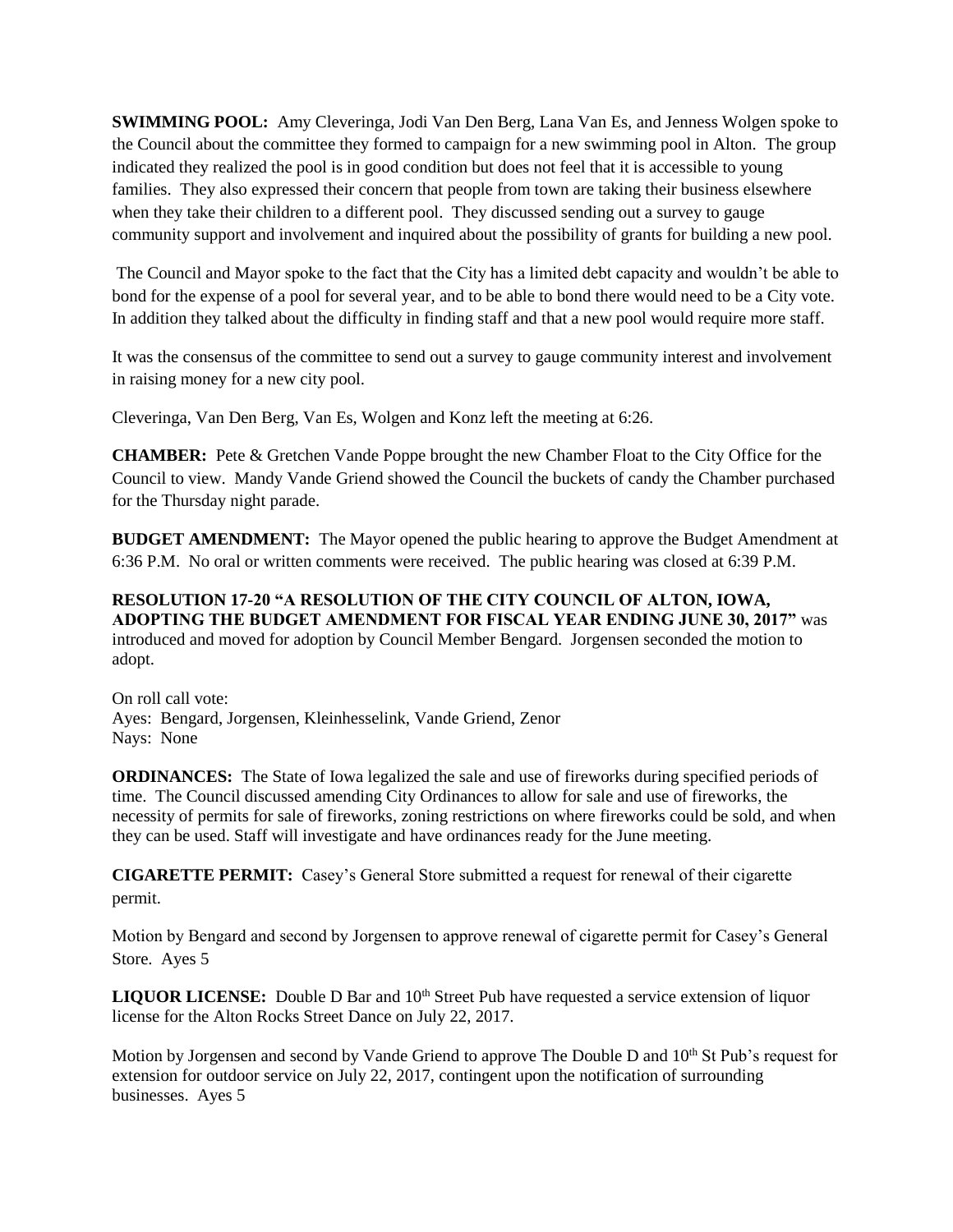**SWIMMING POOL:** Amy Cleveringa, Jodi Van Den Berg, Lana Van Es, and Jenness Wolgen spoke to the Council about the committee they formed to campaign for a new swimming pool in Alton. The group indicated they realized the pool is in good condition but does not feel that it is accessible to young families. They also expressed their concern that people from town are taking their business elsewhere when they take their children to a different pool. They discussed sending out a survey to gauge community support and involvement and inquired about the possibility of grants for building a new pool.

The Council and Mayor spoke to the fact that the City has a limited debt capacity and wouldn't be able to bond for the expense of a pool for several year, and to be able to bond there would need to be a City vote. In addition they talked about the difficulty in finding staff and that a new pool would require more staff.

It was the consensus of the committee to send out a survey to gauge community interest and involvement in raising money for a new city pool.

Cleveringa, Van Den Berg, Van Es, Wolgen and Konz left the meeting at 6:26.

**CHAMBER:** Pete & Gretchen Vande Poppe brought the new Chamber Float to the City Office for the Council to view. Mandy Vande Griend showed the Council the buckets of candy the Chamber purchased for the Thursday night parade.

**BUDGET AMENDMENT:** The Mayor opened the public hearing to approve the Budget Amendment at 6:36 P.M. No oral or written comments were received. The public hearing was closed at 6:39 P.M.

**RESOLUTION 17-20 "A RESOLUTION OF THE CITY COUNCIL OF ALTON, IOWA, ADOPTING THE BUDGET AMENDMENT FOR FISCAL YEAR ENDING JUNE 30, 2017"** was introduced and moved for adoption by Council Member Bengard. Jorgensen seconded the motion to adopt.

On roll call vote:
Ayes: Bengard, Jorgensen, Kleinhesselink, Vande Griend, Zenor
Nays: None

**ORDINANCES:** The State of Iowa legalized the sale and use of fireworks during specified periods of time. The Council discussed amending City Ordinances to allow for sale and use of fireworks, the necessity of permits for sale of fireworks, zoning restrictions on where fireworks could be sold, and when they can be used. Staff will investigate and have ordinances ready for the June meeting.

**CIGARETTE PERMIT:** Casey's General Store submitted a request for renewal of their cigarette permit.

Motion by Bengard and second by Jorgensen to approve renewal of cigarette permit for Casey's General Store. Ayes 5

**LIQUOR LICENSE:** Double D Bar and 10th Street Pub have requested a service extension of liquor license for the Alton Rocks Street Dance on July 22, 2017.

Motion by Jorgensen and second by Vande Griend to approve The Double D and 10th St Pub's request for extension for outdoor service on July 22, 2017, contingent upon the notification of surrounding businesses. Ayes 5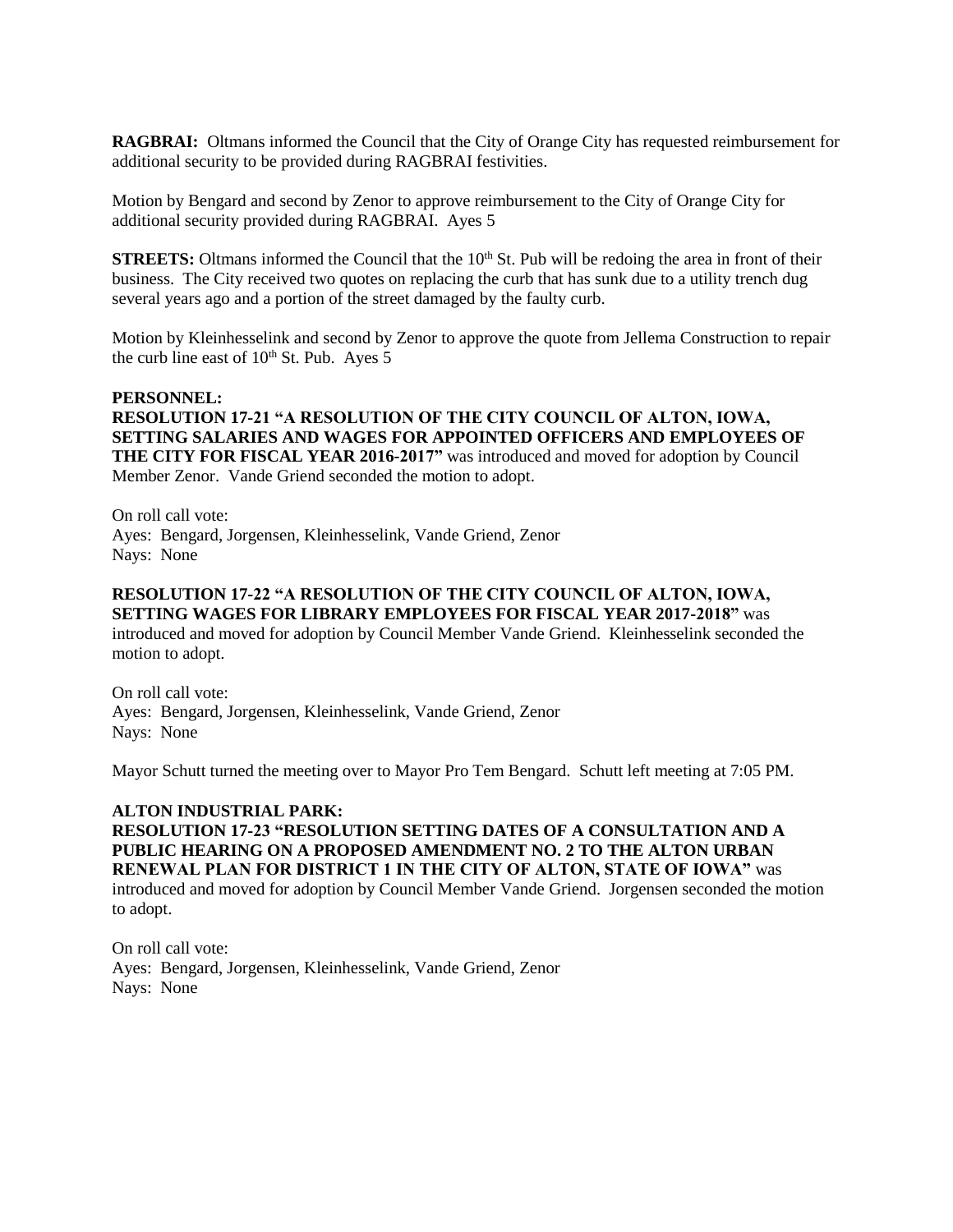**RAGBRAI:** Oltmans informed the Council that the City of Orange City has requested reimbursement for additional security to be provided during RAGBRAI festivities.

Motion by Bengard and second by Zenor to approve reimbursement to the City of Orange City for additional security provided during RAGBRAI. Ayes 5

**STREETS:** Oltmans informed the Council that the 10th St. Pub will be redoing the area in front of their business. The City received two quotes on replacing the curb that has sunk due to a utility trench dug several years ago and a portion of the street damaged by the faulty curb.

Motion by Kleinhesselink and second by Zenor to approve the quote from Jellema Construction to repair the curb line east of 10th St. Pub. Ayes 5

**PERSONNEL:**

**RESOLUTION 17-21 "A RESOLUTION OF THE CITY COUNCIL OF ALTON, IOWA, SETTING SALARIES AND WAGES FOR APPOINTED OFFICERS AND EMPLOYEES OF THE CITY FOR FISCAL YEAR 2016-2017"** was introduced and moved for adoption by Council Member Zenor. Vande Griend seconded the motion to adopt.

On roll call vote:
Ayes: Bengard, Jorgensen, Kleinhesselink, Vande Griend, Zenor
Nays: None

**RESOLUTION 17-22 "A RESOLUTION OF THE CITY COUNCIL OF ALTON, IOWA, SETTING WAGES FOR LIBRARY EMPLOYEES FOR FISCAL YEAR 2017-2018"** was introduced and moved for adoption by Council Member Vande Griend. Kleinhesselink seconded the motion to adopt.

On roll call vote:
Ayes: Bengard, Jorgensen, Kleinhesselink, Vande Griend, Zenor
Nays: None

Mayor Schutt turned the meeting over to Mayor Pro Tem Bengard. Schutt left meeting at 7:05 PM.

**ALTON INDUSTRIAL PARK:**

**RESOLUTION 17-23 "RESOLUTION SETTING DATES OF A CONSULTATION AND A PUBLIC HEARING ON A PROPOSED AMENDMENT NO. 2 TO THE ALTON URBAN RENEWAL PLAN FOR DISTRICT 1 IN THE CITY OF ALTON, STATE OF IOWA"** was introduced and moved for adoption by Council Member Vande Griend. Jorgensen seconded the motion to adopt.

On roll call vote:
Ayes: Bengard, Jorgensen, Kleinhesselink, Vande Griend, Zenor
Nays: None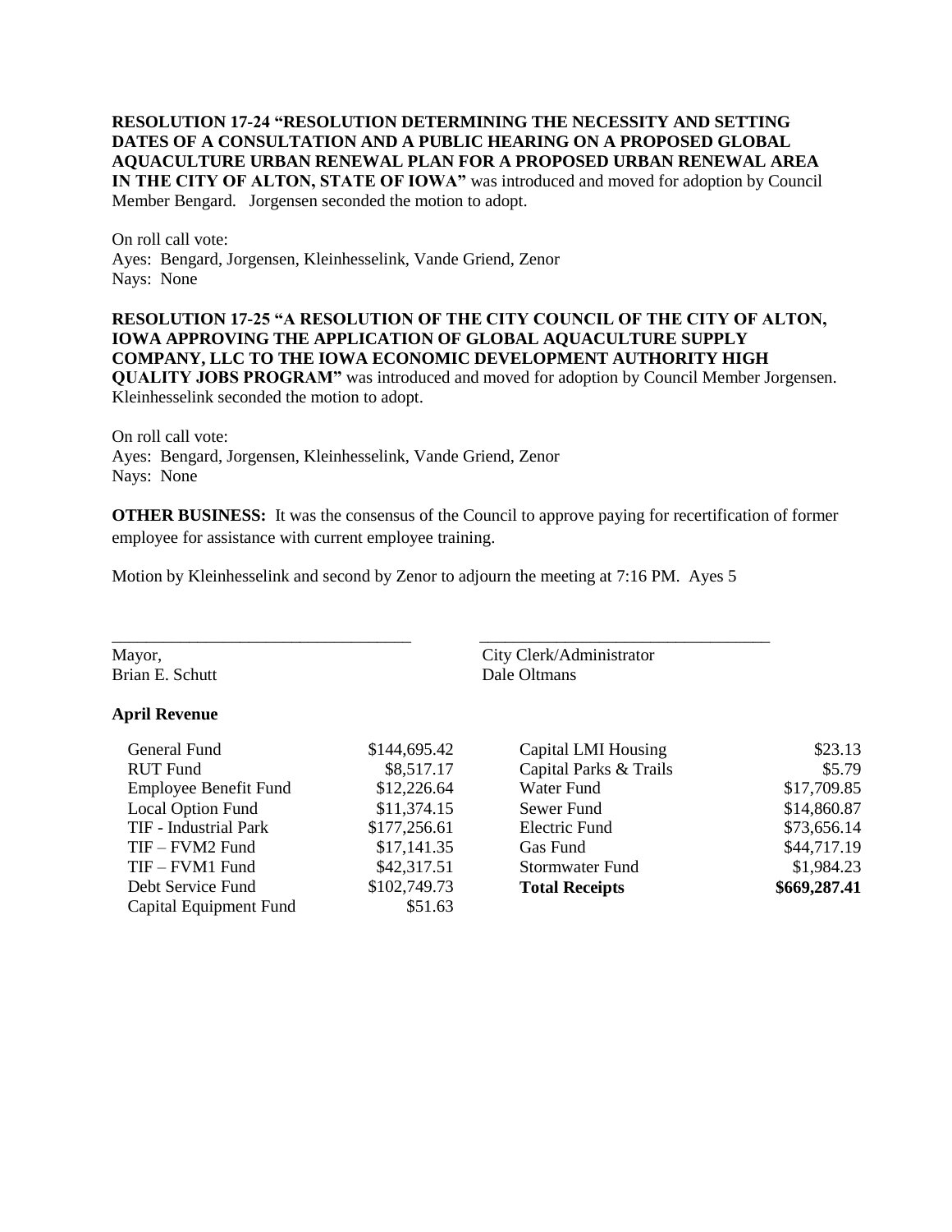**RESOLUTION 17-24 "RESOLUTION DETERMINING THE NECESSITY AND SETTING DATES OF A CONSULTATION AND A PUBLIC HEARING ON A PROPOSED GLOBAL AQUACULTURE URBAN RENEWAL PLAN FOR A PROPOSED URBAN RENEWAL AREA IN THE CITY OF ALTON, STATE OF IOWA"** was introduced and moved for adoption by Council Member Bengard. Jorgensen seconded the motion to adopt.

On roll call vote:
Ayes: Bengard, Jorgensen, Kleinhesselink, Vande Griend, Zenor
Nays: None

**RESOLUTION 17-25 "A RESOLUTION OF THE CITY COUNCIL OF THE CITY OF ALTON, IOWA APPROVING THE APPLICATION OF GLOBAL AQUACULTURE SUPPLY COMPANY, LLC TO THE IOWA ECONOMIC DEVELOPMENT AUTHORITY HIGH QUALITY JOBS PROGRAM"** was introduced and moved for adoption by Council Member Jorgensen. Kleinhesselink seconded the motion to adopt.

On roll call vote:
Ayes: Bengard, Jorgensen, Kleinhesselink, Vande Griend, Zenor
Nays: None

**OTHER BUSINESS:** It was the consensus of the Council to approve paying for recertification of former employee for assistance with current employee training.

Motion by Kleinhesselink and second by Zenor to adjourn the meeting at 7:16 PM. Ayes 5

___________________________________ ___________________________________

Mayor,
Brian E. Schutt

City Clerk/Administrator
Dale Oltmans

**April Revenue**

| | | | |
|---|---|---|---|
| General Fund | $144,695.42 | Capital LMI Housing | $23.13 |
| RUT Fund | $8,517.17 | Capital Parks & Trails | $5.79 |
| Employee Benefit Fund | $12,226.64 | Water Fund | $17,709.85 |
| Local Option Fund | $11,374.15 | Sewer Fund | $14,860.87 |
| TIF - Industrial Park | $177,256.61 | Electric Fund | $73,656.14 |
| TIF – FVM2 Fund | $17,141.35 | Gas Fund | $44,717.19 |
| TIF – FVM1 Fund | $42,317.51 | Stormwater Fund | $1,984.23 |
| Debt Service Fund | $102,749.73 | **Total Receipts** | **$669,287.41** |
| Capital Equipment Fund | $51.63 | | |